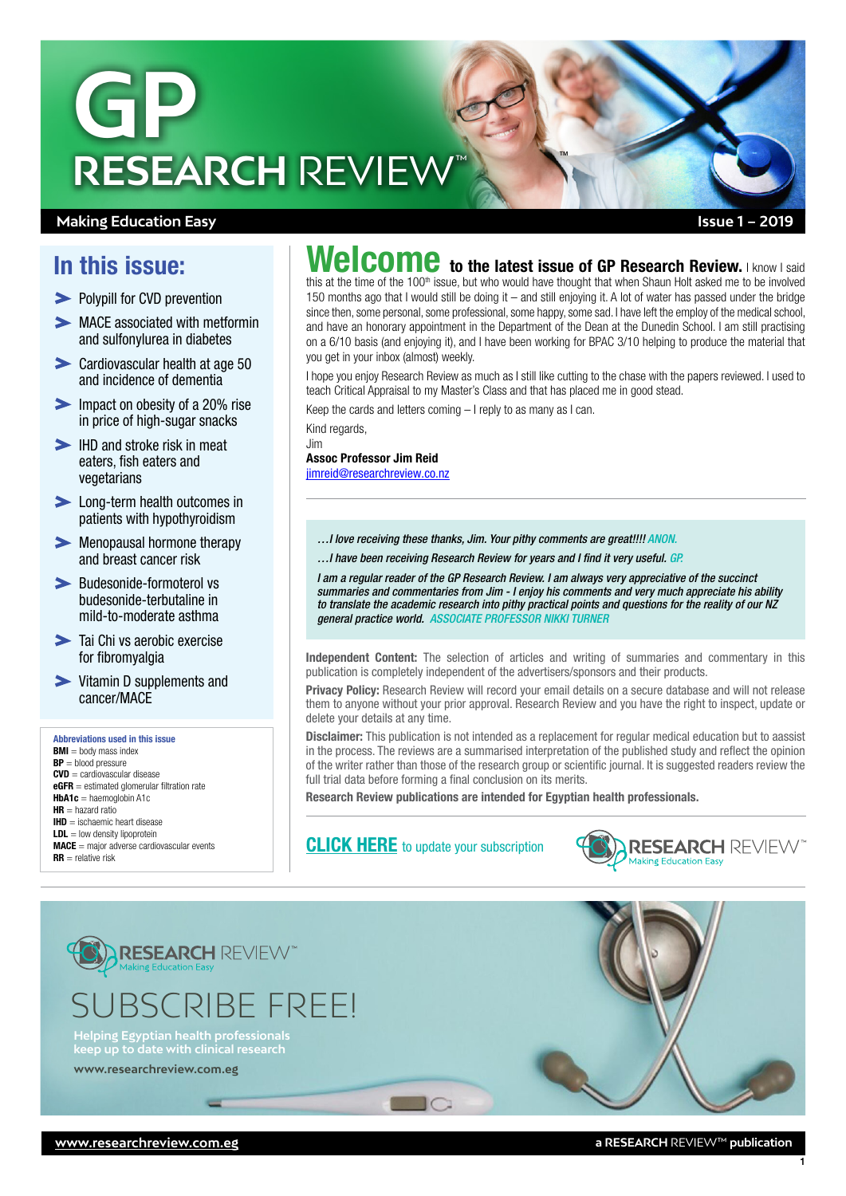# GP RESEARCH REVIEW™

**Making Education Easy** | **Issue 1 – 2019**

## In this issue:

- Polypill for CVD prevention
- MACE associated with metformin and sulfonylurea in diabetes
- Cardiovascular health at age 50 and incidence of dementia
- Impact on obesity of a 20% rise in price of high-sugar snacks
- IHD and stroke risk in meat eaters, fish eaters and vegetarians
- Long-term health outcomes in patients with hypothyroidism
- Menopausal hormone therapy and breast cancer risk
- Budesonide-formoterol vs budesonide-terbutaline in mild-to-moderate asthma
- Tai Chi vs aerobic exercise for fibromyalgia
- Vitamin D supplements and cancer/MACE

**Abbreviations used in this issue**

**BMI** = body mass index
**BP** = blood pressure
**CVD** = cardiovascular disease
**eGFR** = estimated glomerular filtration rate
**HbA1c** = haemoglobin A1c
**HR** = hazard ratio
**IHD** = ischaemic heart disease
**LDL** = low density lipoprotein
**MACE** = major adverse cardiovascular events
**RR** = relative risk

## Welcome to the latest issue of GP Research Review.

I know I said this at the time of the 100[th] issue, but who would have thought that when Shaun Holt asked me to be involved 150 months ago that I would still be doing it – and still enjoying it. A lot of water has passed under the bridge since then, some personal, some professional, some happy, some sad. I have left the employ of the medical school, and have an honorary appointment in the Department of the Dean at the Dunedin School. I am still practising on a 6/10 basis (and enjoying it), and I have been working for BPAC 3/10 helping to produce the material that you get in your inbox (almost) weekly.

I hope you enjoy Research Review as much as I still like cutting to the chase with the papers reviewed. I used to teach Critical Appraisal to my Master's Class and that has placed me in good stead.

Keep the cards and letters coming – I reply to as many as I can.

Kind regards,
Jim
**Assoc Professor Jim Reid**
jimreid@researchreview.co.nz

*…I love receiving these thanks, Jim. Your pithy comments are great!!!!* ANON.

*…I have been receiving Research Review for years and I find it very useful.* GP.

*I am a regular reader of the GP Research Review. I am always very appreciative of the succinct summaries and commentaries from Jim - I enjoy his comments and very much appreciate his ability to translate the academic research into pithy practical points and questions for the reality of our NZ general practice world.* ASSOCIATE PROFESSOR NIKKI TURNER

**Independent Content:** The selection of articles and writing of summaries and commentary in this publication is completely independent of the advertisers/sponsors and their products.

**Privacy Policy:** Research Review will record your email details on a secure database and will not release them to anyone without your prior approval. Research Review and you have the right to inspect, update or delete your details at any time.

**Disclaimer:** This publication is not intended as a replacement for regular medical education but to aassist in the process. The reviews are a summarised interpretation of the published study and reflect the opinion of the writer rather than those of the research group or scientific journal. It is suggested readers review the full trial data before forming a final conclusion on its merits.

**Research Review publications are intended for Egyptian health professionals.**

**CLICK HERE** to update your subscription

RESEARCH REVIEW™ Making Education Easy

SUBSCRIBE FREE!

Helping Egyptian health professionals keep up to date with clinical research

www.researchreview.com.eg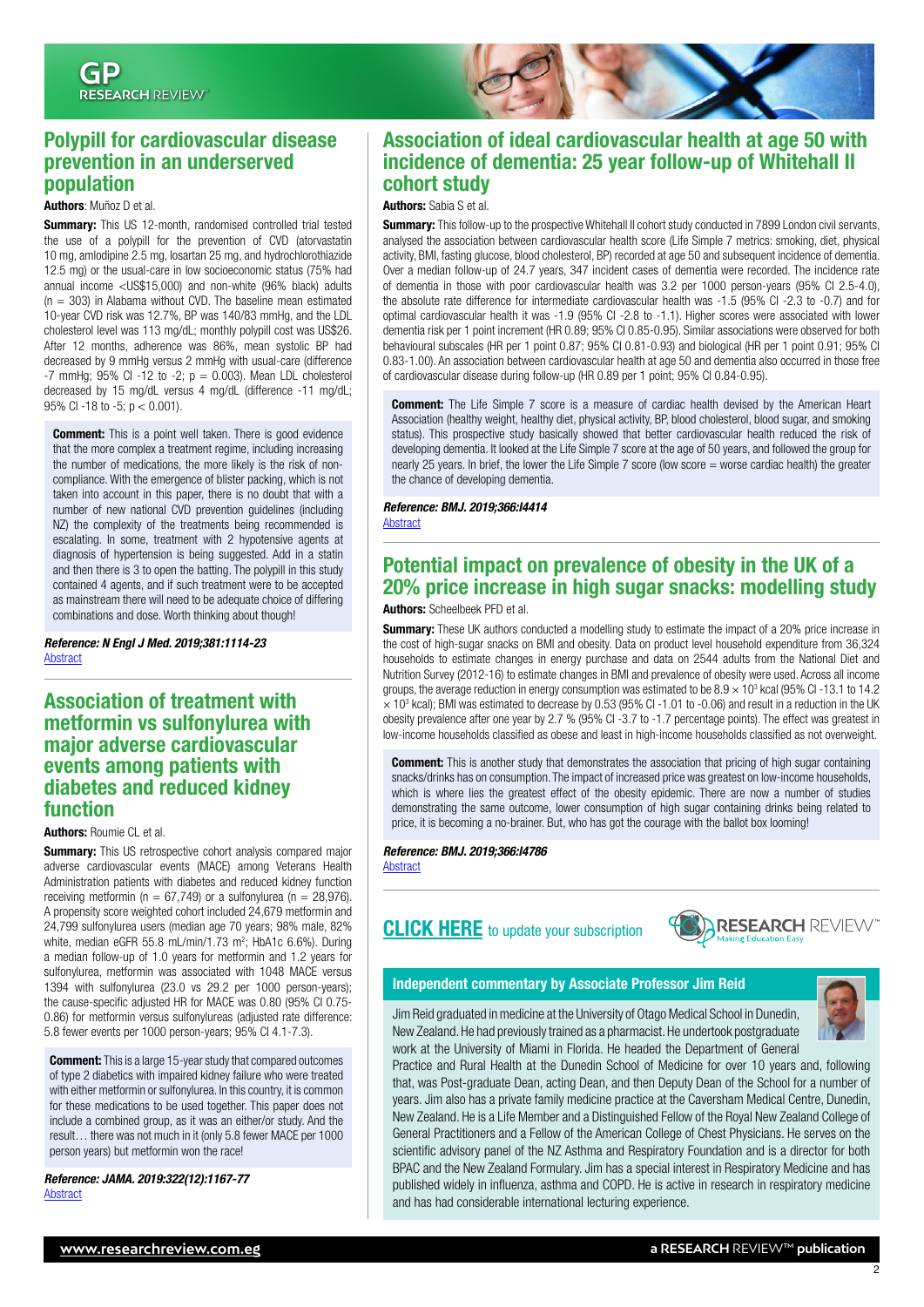## Polypill for cardiovascular disease prevention in an underserved population

**Authors**: Muñoz D et al.

**Summary:** This US 12-month, randomised controlled trial tested the use of a polypill for the prevention of CVD (atorvastatin 10 mg, amlodipine 2.5 mg, losartan 25 mg, and hydrochlorothiazide 12.5 mg) or the usual-care in low socioeconomic status (75% had annual income <US$15,000) and non-white (96% black) adults (n = 303) in Alabama without CVD. The baseline mean estimated 10-year CVD risk was 12.7%, BP was 140/83 mmHg, and the LDL cholesterol level was 113 mg/dL; monthly polypill cost was US$26. After 12 months, adherence was 86%, mean systolic BP had decreased by 9 mmHg versus 2 mmHg with usual-care (difference -7 mmHg; 95% CI -12 to -2; p = 0.003). Mean LDL cholesterol decreased by 15 mg/dL versus 4 mg/dL (difference -11 mg/dL; 95% CI -18 to -5; p < 0.001).

**Comment:** This is a point well taken. There is good evidence that the more complex a treatment regime, including increasing the number of medications, the more likely is the risk of non-compliance. With the emergence of blister packing, which is not taken into account in this paper, there is no doubt that with a number of new national CVD prevention guidelines (including NZ) the complexity of the treatments being recommended is escalating. In some, treatment with 2 hypotensive agents at diagnosis of hypertension is being suggested. Add in a statin and then there is 3 to open the batting. The polypill in this study contained 4 agents, and if such treatment were to be accepted as mainstream there will need to be adequate choice of differing combinations and dose. Worth thinking about though!

***Reference: N Engl J Med. 2019;381:1114-23***
Abstract

## Association of treatment with metformin vs sulfonylurea with major adverse cardiovascular events among patients with diabetes and reduced kidney function

**Authors:** Roumie CL et al.

**Summary:** This US retrospective cohort analysis compared major adverse cardiovascular events (MACE) among Veterans Health Administration patients with diabetes and reduced kidney function receiving metformin (n = 67,749) or a sulfonylurea (n = 28,976). A propensity score weighted cohort included 24,679 metformin and 24,799 sulfonylurea users (median age 70 years; 98% male, 82% white, median eGFR 55.8 mL/min/1.73 m$^2$; HbA1c 6.6%). During a median follow-up of 1.0 years for metformin and 1.2 years for sulfonylurea, metformin was associated with 1048 MACE versus 1394 with sulfonylurea (23.0 vs 29.2 per 1000 person-years); the cause-specific adjusted HR for MACE was 0.80 (95% CI 0.75-0.86) for metformin versus sulfonylureas (adjusted rate difference: 5.8 fewer events per 1000 person-years; 95% CI 4.1-7.3).

**Comment:** This is a large 15-year study that compared outcomes of type 2 diabetics with impaired kidney failure who were treated with either metformin or sulfonylurea. In this country, it is common for these medications to be used together. This paper does not include a combined group, as it was an either/or study. And the result… there was not much in it (only 5.8 fewer MACE per 1000 person years) but metformin won the race!

***Reference: JAMA. 2019:322(12):1167-77***
Abstract

## Association of ideal cardiovascular health at age 50 with incidence of dementia: 25 year follow-up of Whitehall II cohort study

**Authors:** Sabia S et al.

**Summary:** This follow-up to the prospective Whitehall II cohort study conducted in 7899 London civil servants, analysed the association between cardiovascular health score (Life Simple 7 metrics: smoking, diet, physical activity, BMI, fasting glucose, blood cholesterol, BP) recorded at age 50 and subsequent incidence of dementia. Over a median follow-up of 24.7 years, 347 incident cases of dementia were recorded. The incidence rate of dementia in those with poor cardiovascular health was 3.2 per 1000 person-years (95% CI 2.5-4.0), the absolute rate difference for intermediate cardiovascular health was -1.5 (95% CI -2.3 to -0.7) and for optimal cardiovascular health it was -1.9 (95% CI -2.8 to -1.1). Higher scores were associated with lower dementia risk per 1 point increment (HR 0.89; 95% CI 0.85-0.95). Similar associations were observed for both behavioural subscales (HR per 1 point 0.87; 95% CI 0.81-0.93) and biological (HR per 1 point 0.91; 95% CI 0.83-1.00). An association between cardiovascular health at age 50 and dementia also occurred in those free of cardiovascular disease during follow-up (HR 0.89 per 1 point; 95% CI 0.84-0.95).

**Comment:** The Life Simple 7 score is a measure of cardiac health devised by the American Heart Association (healthy weight, healthy diet, physical activity, BP, blood cholesterol, blood sugar, and smoking status). This prospective study basically showed that better cardiovascular health reduced the risk of developing dementia. It looked at the Life Simple 7 score at the age of 50 years, and followed the group for nearly 25 years. In brief, the lower the Life Simple 7 score (low score = worse cardiac health) the greater the chance of developing dementia.

***Reference: BMJ. 2019;366:l4414***
Abstract

## Potential impact on prevalence of obesity in the UK of a 20% price increase in high sugar snacks: modelling study

**Authors:** Scheelbeek PFD et al.

**Summary:** These UK authors conducted a modelling study to estimate the impact of a 20% price increase in the cost of high-sugar snacks on BMI and obesity. Data on product level household expenditure from 36,324 households to estimate changes in energy purchase and data on 2544 adults from the National Diet and Nutrition Survey (2012-16) to estimate changes in BMI and prevalence of obesity were used. Across all income groups, the average reduction in energy consumption was estimated to be $8.9 \times 10^3$ kcal (95% CI -13.1 to 14.2 $\times 10^3$ kcal); BMI was estimated to decrease by 0.53 (95% CI -1.01 to -0.06) and result in a reduction in the UK obesity prevalence after one year by 2.7 % (95% CI -3.7 to -1.7 percentage points). The effect was greatest in low-income households classified as obese and least in high-income households classified as not overweight.

**Comment:** This is another study that demonstrates the association that pricing of high sugar containing snacks/drinks has on consumption. The impact of increased price was greatest on low-income households, which is where lies the greatest effect of the obesity epidemic. There are now a number of studies demonstrating the same outcome, lower consumption of high sugar containing drinks being related to price, it is becoming a no-brainer. But, who has got the courage with the ballot box looming!

***Reference: BMJ. 2019;366:l4786***
Abstract

**CLICK HERE** to update your subscription

### Independent commentary by Associate Professor Jim Reid

Jim Reid graduated in medicine at the University of Otago Medical School in Dunedin, New Zealand. He had previously trained as a pharmacist. He undertook postgraduate work at the University of Miami in Florida. He headed the Department of General Practice and Rural Health at the Dunedin School of Medicine for over 10 years and, following that, was Post-graduate Dean, acting Dean, and then Deputy Dean of the School for a number of years. Jim also has a private family medicine practice at the Caversham Medical Centre, Dunedin, New Zealand. He is a Life Member and a Distinguished Fellow of the Royal New Zealand College of General Practitioners and a Fellow of the American College of Chest Physicians. He serves on the scientific advisory panel of the NZ Asthma and Respiratory Foundation and is a director for both BPAC and the New Zealand Formulary. Jim has a special interest in Respiratory Medicine and has published widely in influenza, asthma and COPD. He is active in research in respiratory medicine and has had considerable international lecturing experience.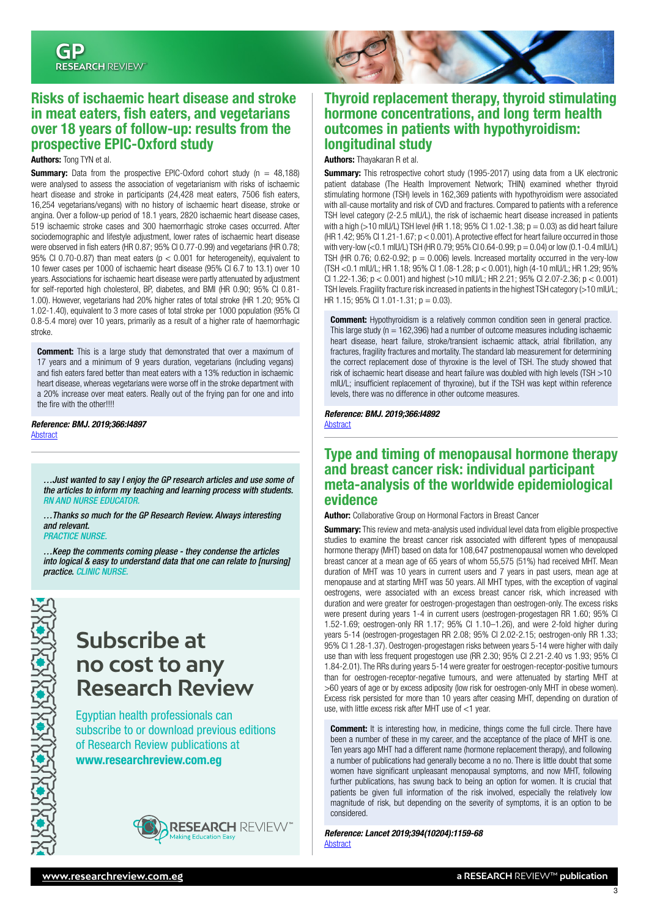## Risks of ischaemic heart disease and stroke in meat eaters, fish eaters, and vegetarians over 18 years of follow-up: results from the prospective EPIC-Oxford study

**Authors:** Tong TYN et al.

**Summary:** Data from the prospective EPIC-Oxford cohort study (n = 48,188) were analysed to assess the association of vegetarianism with risks of ischaemic heart disease and stroke in participants (24,428 meat eaters, 7506 fish eaters, 16,254 vegetarians/vegans) with no history of ischaemic heart disease, stroke or angina. Over a follow-up period of 18.1 years, 2820 ischaemic heart disease cases, 519 ischaemic stroke cases and 300 haemorrhagic stroke cases occurred. After sociodemographic and lifestyle adjustment, lower rates of ischaemic heart disease were observed in fish eaters (HR 0.87; 95% CI 0.77-0.99) and vegetarians (HR 0.78; 95% CI 0.70-0.87) than meat eaters ($p < 0.001$ for heterogeneity), equivalent to 10 fewer cases per 1000 of ischaemic heart disease (95% CI 6.7 to 13.1) over 10 years. Associations for ischaemic heart disease were partly attenuated by adjustment for self-reported high cholesterol, BP, diabetes, and BMI (HR 0.90; 95% CI 0.81-1.00). However, vegetarians had 20% higher rates of total stroke (HR 1.20; 95% CI 1.02-1.40), equivalent to 3 more cases of total stroke per 1000 population (95% CI 0.8-5.4 more) over 10 years, primarily as a result of a higher rate of haemorrhagic stroke.

**Comment:** This is a large study that demonstrated that over a maximum of 17 years and a minimum of 9 years duration, vegetarians (including vegans) and fish eaters fared better than meat eaters with a 13% reduction in ischaemic heart disease, whereas vegetarians were worse off in the stroke department with a 20% increase over meat eaters. Really out of the frying pan for one and into the fire with the other!!!!

***Reference: BMJ. 2019;366:l4897***
Abstract

*…Just wanted to say I enjoy the GP research articles and use some of the articles to inform my teaching and learning process with students.* *RN AND NURSE EDUCATOR.*

*…Thanks so much for the GP Research Review. Always interesting and relevant.* *PRACTICE NURSE.*

*…Keep the comments coming please - they condense the articles into logical & easy to understand data that one can relate to [nursing] practice.* *CLINIC NURSE.*

**Subscribe at no cost to any Research Review**

Egyptian health professionals can subscribe to or download previous editions of Research Review publications at **www.researchreview.com.eg**

## Thyroid replacement therapy, thyroid stimulating hormone concentrations, and long term health outcomes in patients with hypothyroidism: longitudinal study

**Authors:** Thayakaran R et al.

**Summary:** This retrospective cohort study (1995-2017) using data from a UK electronic patient database (The Health Improvement Network; THIN) examined whether thyroid stimulating hormone (TSH) levels in 162,369 patients with hypothyroidism were associated with all-cause mortality and risk of CVD and fractures. Compared to patients with a reference TSH level category (2-2.5 mIU/L), the risk of ischaemic heart disease increased in patients with a high (>10 mIU/L) TSH level (HR 1.18; 95% CI 1.02-1.38; $p = 0.03$) as did heart failure (HR 1.42; 95% CI 1.21-1.67; $p < 0.001$). A protective effect for heart failure occurred in those with very-low (<0.1 mIU/L) TSH (HR 0.79; 95% CI 0.64-0.99; $p = 0.04$) or low (0.1-0.4 mIU/L) TSH (HR 0.76; 0.62-0.92; $p = 0.006$) levels. Increased mortality occurred in the very-low (TSH <0.1 mIU/L; HR 1.18; 95% CI 1.08-1.28; $p < 0.001$), high (4-10 mIU/L; HR 1.29; 95% CI 1.22-1.36; $p < 0.001$) and highest (>10 mIU/L; HR 2.21; 95% CI 2.07-2.36; $p < 0.001$) TSH levels. Fragility fracture risk increased in patients in the highest TSH category (>10 mIU/L; HR 1.15; 95% CI 1.01-1.31; $p = 0.03$).

**Comment:** Hypothyroidism is a relatively common condition seen in general practice. This large study (n = 162,396) had a number of outcome measures including ischaemic heart disease, heart failure, stroke/transient ischaemic attack, atrial fibrillation, any fractures, fragility fractures and mortality. The standard lab measurement for determining the correct replacement dose of thyroxine is the level of TSH. The study showed that risk of ischaemic heart disease and heart failure was doubled with high levels (TSH >10 mIU/L; insufficient replacement of thyroxine), but if the TSH was kept within reference levels, there was no difference in other outcome measures.

***Reference: BMJ. 2019;366:l4892***
Abstract

## Type and timing of menopausal hormone therapy and breast cancer risk: individual participant meta-analysis of the worldwide epidemiological evidence

**Author:** Collaborative Group on Hormonal Factors in Breast Cancer

**Summary:** This review and meta-analysis used individual level data from eligible prospective studies to examine the breast cancer risk associated with different types of menopausal hormone therapy (MHT) based on data for 108,647 postmenopausal women who developed breast cancer at a mean age of 65 years of whom 55,575 (51%) had received MHT. Mean duration of MHT was 10 years in current users and 7 years in past users, mean age at menopause and at starting MHT was 50 years. All MHT types, with the exception of vaginal oestrogens, were associated with an excess breast cancer risk, which increased with duration and were greater for oestrogen-progestagen than oestrogen-only. The excess risks were present during years 1-4 in current users (oestrogen-progestagen RR 1.60; 95% CI 1.52-1.69; oestrogen-only RR 1.17; 95% CI 1.10–1.26), and were 2-fold higher during years 5-14 (oestrogen-progestagen RR 2.08; 95% CI 2.02-2.15; oestrogen-only RR 1.33; 95% CI 1.28-1.37). Oestrogen-progestagen risks between years 5-14 were higher with daily use than with less frequent progestogen use (RR 2.30; 95% CI 2.21-2.40 vs 1.93; 95% CI 1.84-2.01). The RRs during years 5-14 were greater for oestrogen-receptor-positive tumours than for oestrogen-receptor-negative tumours, and were attenuated by starting MHT at >60 years of age or by excess adiposity (low risk for oestrogen-only MHT in obese women). Excess risk persisted for more than 10 years after ceasing MHT, depending on duration of use, with little excess risk after MHT use of <1 year.

**Comment:** It is interesting how, in medicine, things come the full circle. There have been a number of these in my career, and the acceptance of the place of MHT is one. Ten years ago MHT had a different name (hormone replacement therapy), and following a number of publications had generally become a no no. There is little doubt that some women have significant unpleasant menopausal symptoms, and now MHT, following further publications, has swung back to being an option for women. It is crucial that patients be given full information of the risk involved, especially the relatively low magnitude of risk, but depending on the severity of symptoms, it is an option to be considered.

***Reference: Lancet 2019;394(10204):1159-68***
Abstract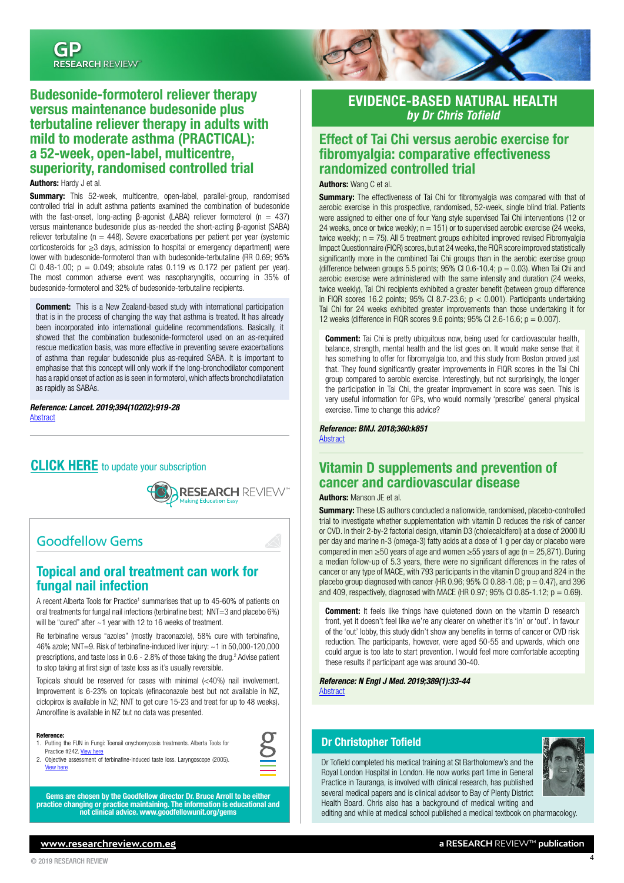## Budesonide-formoterol reliever therapy versus maintenance budesonide plus terbutaline reliever therapy in adults with mild to moderate asthma (PRACTICAL): a 52-week, open-label, multicentre, superiority, randomised controlled trial

**Authors:** Hardy J et al.

**Summary:** This 52-week, multicentre, open-label, parallel-group, randomised controlled trial in adult asthma patients examined the combination of budesonide with the fast-onset, long-acting β-agonist (LABA) reliever formoterol (n = 437) versus maintenance budesonide plus as-needed the short-acting β-agonist (SABA) reliever terbutaline (n = 448). Severe exacerbations per patient per year (systemic corticosteroids for ≥3 days, admission to hospital or emergency department) were lower with budesonide-formoterol than with budesonide-terbutaline (RR 0.69; 95% CI 0.48-1.00; p = 0.049; absolute rates 0.119 vs 0.172 per patient per year). The most common adverse event was nasopharyngitis, occurring in 35% of budesonide-formoterol and 32% of budesonide-terbutaline recipients.

**Comment:** This is a New Zealand-based study with international participation that is in the process of changing the way that asthma is treated. It has already been incorporated into international guideline recommendations. Basically, it showed that the combination budesonide-formoterol used on an as-required rescue medication basis, was more effective in preventing severe exacerbations of asthma than regular budesonide plus as-required SABA. It is important to emphasise that this concept will only work if the long-bronchodilator component has a rapid onset of action as is seen in formoterol, which affects bronchodilatation as rapidly as SABAs.

***Reference: Lancet. 2019;394(10202):919-28***
Abstract

**CLICK HERE** to update your subscription

## Goodfellow Gems

### Topical and oral treatment can work for fungal nail infection

A recent Alberta Tools for Practice[1] summarises that up to 45-60% of patients on oral treatments for fungal nail infections (terbinafine best; NNT=3 and placebo 6%) will be "cured" after ~1 year with 12 to 16 weeks of treatment.

Re terbinafine versus "azoles" (mostly itraconazole), 58% cure with terbinafine, 46% azole; NNT=9. Risk of terbinafine-induced liver injury: ~1 in 50,000-120,000 prescriptions, and taste loss in 0.6 - 2.8% of those taking the drug.[2] Advise patient to stop taking at first sign of taste loss as it's usually reversible.

Topicals should be reserved for cases with minimal (<40%) nail involvement. Improvement is 6-23% on topicals (efinaconazole best but not available in NZ, ciclopirox is available in NZ; NNT to get cure 15-23 and treat for up to 48 weeks). Amorolfine is available in NZ but no data was presented.

**Reference:**
1. Putting the FUN in Fungi: Toenail onychomycosis treatments. Alberta Tools for Practice #242. View here
2. Objective assessment of terbinafine-induced taste loss. Laryngoscope (2005). View here

**Gems are chosen by the Goodfellow director Dr. Bruce Arroll to be either practice changing or practice maintaining. The information is educational and not clinical advice. www.goodfellowunit.org/gems**

## EVIDENCE-BASED NATURAL HEALTH
### *by Dr Chris Tofield*

### Effect of Tai Chi versus aerobic exercise for fibromyalgia: comparative effectiveness randomized controlled trial

**Authors:** Wang C et al.

**Summary:** The effectiveness of Tai Chi for fibromyalgia was compared with that of aerobic exercise in this prospective, randomised, 52-week, single blind trial. Patients were assigned to either one of four Yang style supervised Tai Chi interventions (12 or 24 weeks, once or twice weekly; n = 151) or to supervised aerobic exercise (24 weeks, twice weekly; n = 75). All 5 treatment groups exhibited improved revised Fibromyalgia Impact Questionnaire (FIQR) scores, but at 24 weeks, the FIQR score improved statistically significantly more in the combined Tai Chi groups than in the aerobic exercise group (difference between groups 5.5 points; 95% CI 0.6-10.4; p = 0.03). When Tai Chi and aerobic exercise were administered with the same intensity and duration (24 weeks, twice weekly), Tai Chi recipients exhibited a greater benefit (between group difference in FIQR scores 16.2 points; 95% CI 8.7-23.6; p < 0.001). Participants undertaking Tai Chi for 24 weeks exhibited greater improvements than those undertaking it for 12 weeks (difference in FIQR scores 9.6 points; 95% CI 2.6-16.6; p = 0.007).

**Comment:** Tai Chi is pretty ubiquitous now, being used for cardiovascular health, balance, strength, mental health and the list goes on. It would make sense that it has something to offer for fibromyalgia too, and this study from Boston proved just that. They found significantly greater improvements in FIQR scores in the Tai Chi group compared to aerobic exercise. Interestingly, but not surprisingly, the longer the participation in Tai Chi, the greater improvement in score was seen. This is very useful information for GPs, who would normally 'prescribe' general physical exercise. Time to change this advice?

***Reference: BMJ. 2018;360:k851***
Abstract

### Vitamin D supplements and prevention of cancer and cardiovascular disease

**Authors:** Manson JE et al.

**Summary:** These US authors conducted a nationwide, randomised, placebo-controlled trial to investigate whether supplementation with vitamin D reduces the risk of cancer or CVD. In their 2-by-2 factorial design, vitamin D3 (cholecalciferol) at a dose of 2000 IU per day and marine n-3 (omega-3) fatty acids at a dose of 1 g per day or placebo were compared in men ≥50 years of age and women ≥55 years of age (n = 25,871). During a median follow-up of 5.3 years, there were no significant differences in the rates of cancer or any type of MACE, with 793 participants in the vitamin D group and 824 in the placebo group diagnosed with cancer (HR 0.96; 95% CI 0.88-1.06; p = 0.47), and 396 and 409, respectively, diagnosed with MACE (HR 0.97; 95% CI 0.85-1.12; p = 0.69).

**Comment:** It feels like things have quietened down on the vitamin D research front, yet it doesn't feel like we're any clearer on whether it's 'in' or 'out'. In favour of the 'out' lobby, this study didn't show any benefits in terms of cancer or CVD risk reduction. The participants, however, were aged 50-55 and upwards, which one could argue is too late to start prevention. I would feel more comfortable accepting these results if participant age was around 30-40.

***Reference: N Engl J Med. 2019;389(1):33-44***
Abstract

### Dr Christopher Tofield

Dr Tofield completed his medical training at St Bartholomew's and the Royal London Hospital in London. He now works part time in General Practice in Tauranga, is involved with clinical research, has published several medical papers and is clinical advisor to Bay of Plenty District Health Board. Chris also has a background of medical writing and editing and while at medical school published a medical textbook on pharmacology.

www.researchreview.com.eg

a RESEARCH REVIEW™ publication

© 2019 RESEARCH REVIEW